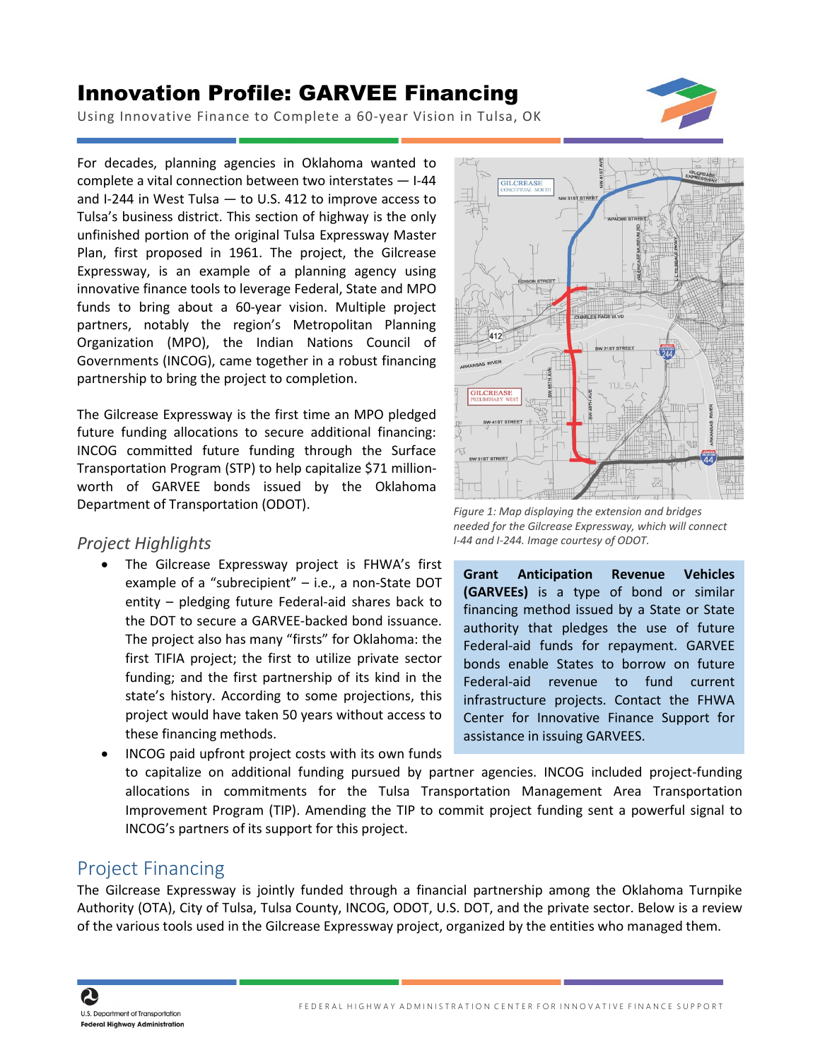# Innovation Profile: GARVEE Financing

Using Innovative Finance to Complete a 60-year Vision in Tulsa, OK

For decades, planning agencies in Oklahoma wanted to complete a vital connection between two interstates — I-44 and I-244 in West Tulsa — to U.S. 412 to improve access to Tulsa's business district. This section of highway is the only unfinished portion of the original Tulsa Expressway Master Plan, first proposed in 1961. The project, the Gilcrease Expressway, is an example of a planning agency using innovative finance tools to leverage Federal, State and MPO funds to bring about a 60-year vision. Multiple project partners, notably the region's Metropolitan Planning Organization (MPO), the Indian Nations Council of Governments (INCOG), came together in a robust financing partnership to bring the project to completion.

The Gilcrease Expressway is the first time an MPO pledged future funding allocations to secure additional financing: INCOG committed future funding through the Surface Transportation Program (STP) to help capitalize $71 million-worth of GARVEE bonds issued by the Oklahoma Department of Transportation (ODOT).

*Figure 1: Map displaying the extension and bridges needed for the Gilcrease Expressway, which will connect I-44 and I-244. Image courtesy of ODOT.*

**Grant Anticipation Revenue Vehicles (GARVEEs)** is a type of bond or similar financing method issued by a State or State authority that pledges the use of future Federal-aid funds for repayment. GARVEE bonds enable States to borrow on future Federal-aid revenue to fund current infrastructure projects. Contact the FHWA Center for Innovative Finance Support for assistance in issuing GARVEES.

## *Project Highlights*

- The Gilcrease Expressway project is FHWA's first example of a "subrecipient" – i.e., a non-State DOT entity – pledging future Federal-aid shares back to the DOT to secure a GARVEE-backed bond issuance. The project also has many "firsts" for Oklahoma: the first TIFIA project; the first to utilize private sector funding; and the first partnership of its kind in the state's history. According to some projections, this project would have taken 50 years without access to these financing methods.
- INCOG paid upfront project costs with its own funds to capitalize on additional funding pursued by partner agencies. INCOG included project-funding allocations in commitments for the Tulsa Transportation Management Area Transportation Improvement Program (TIP). Amending the TIP to commit project funding sent a powerful signal to INCOG's partners of its support for this project.

## Project Financing

The Gilcrease Expressway is jointly funded through a financial partnership among the Oklahoma Turnpike Authority (OTA), City of Tulsa, Tulsa County, INCOG, ODOT, U.S. DOT, and the private sector. Below is a review of the various tools used in the Gilcrease Expressway project, organized by the entities who managed them.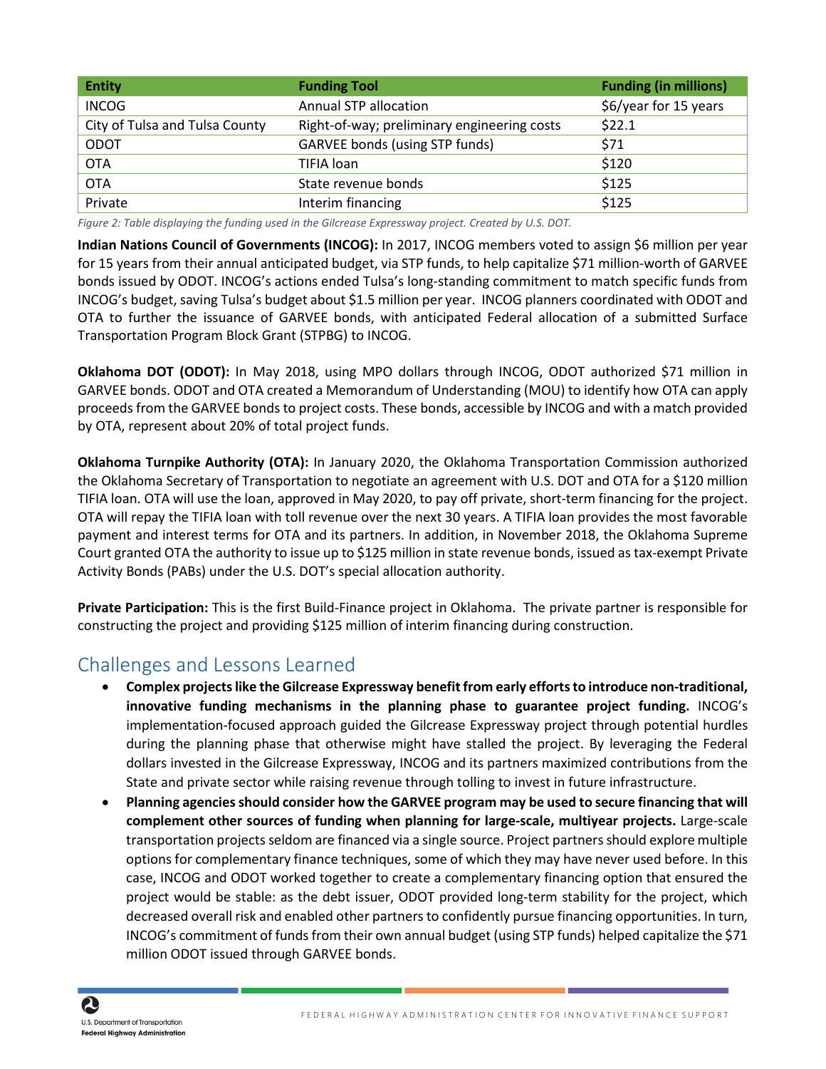| Entity | Funding Tool | Funding (in millions) |
| --- | --- | --- |
| INCOG | Annual STP allocation | $6/year for 15 years |
| City of Tulsa and Tulsa County | Right-of-way; preliminary engineering costs | $22.1 |
| ODOT | GARVEE bonds (using STP funds) | $71 |
| OTA | TIFIA loan | $120 |
| OTA | State revenue bonds | $125 |
| Private | Interim financing | $125 |

*Figure 2: Table displaying the funding used in the Gilcrease Expressway project. Created by U.S. DOT.*

**Indian Nations Council of Governments (INCOG):** In 2017, INCOG members voted to assign $6 million per year for 15 years from their annual anticipated budget, via STP funds, to help capitalize $71 million-worth of GARVEE bonds issued by ODOT. INCOG's actions ended Tulsa's long-standing commitment to match specific funds from INCOG's budget, saving Tulsa's budget about $1.5 million per year. INCOG planners coordinated with ODOT and OTA to further the issuance of GARVEE bonds, with anticipated Federal allocation of a submitted Surface Transportation Program Block Grant (STPBG) to INCOG.

**Oklahoma DOT (ODOT):** In May 2018, using MPO dollars through INCOG, ODOT authorized $71 million in GARVEE bonds. ODOT and OTA created a Memorandum of Understanding (MOU) to identify how OTA can apply proceeds from the GARVEE bonds to project costs. These bonds, accessible by INCOG and with a match provided by OTA, represent about 20% of total project funds.

**Oklahoma Turnpike Authority (OTA):** In January 2020, the Oklahoma Transportation Commission authorized the Oklahoma Secretary of Transportation to negotiate an agreement with U.S. DOT and OTA for a $120 million TIFIA loan. OTA will use the loan, approved in May 2020, to pay off private, short-term financing for the project. OTA will repay the TIFIA loan with toll revenue over the next 30 years. A TIFIA loan provides the most favorable payment and interest terms for OTA and its partners. In addition, in November 2018, the Oklahoma Supreme Court granted OTA the authority to issue up to $125 million in state revenue bonds, issued as tax-exempt Private Activity Bonds (PABs) under the U.S. DOT's special allocation authority.

**Private Participation:** This is the first Build-Finance project in Oklahoma. The private partner is responsible for constructing the project and providing $125 million of interim financing during construction.

## Challenges and Lessons Learned

- **Complex projects like the Gilcrease Expressway benefit from early efforts to introduce non-traditional, innovative funding mechanisms in the planning phase to guarantee project funding.** INCOG's implementation-focused approach guided the Gilcrease Expressway project through potential hurdles during the planning phase that otherwise might have stalled the project. By leveraging the Federal dollars invested in the Gilcrease Expressway, INCOG and its partners maximized contributions from the State and private sector while raising revenue through tolling to invest in future infrastructure.
- **Planning agencies should consider how the GARVEE program may be used to secure financing that will complement other sources of funding when planning for large-scale, multiyear projects.** Large-scale transportation projects seldom are financed via a single source. Project partners should explore multiple options for complementary finance techniques, some of which they may have never used before. In this case, INCOG and ODOT worked together to create a complementary financing option that ensured the project would be stable: as the debt issuer, ODOT provided long-term stability for the project, which decreased overall risk and enabled other partners to confidently pursue financing opportunities. In turn, INCOG's commitment of funds from their own annual budget (using STP funds) helped capitalize the $71 million ODOT issued through GARVEE bonds.